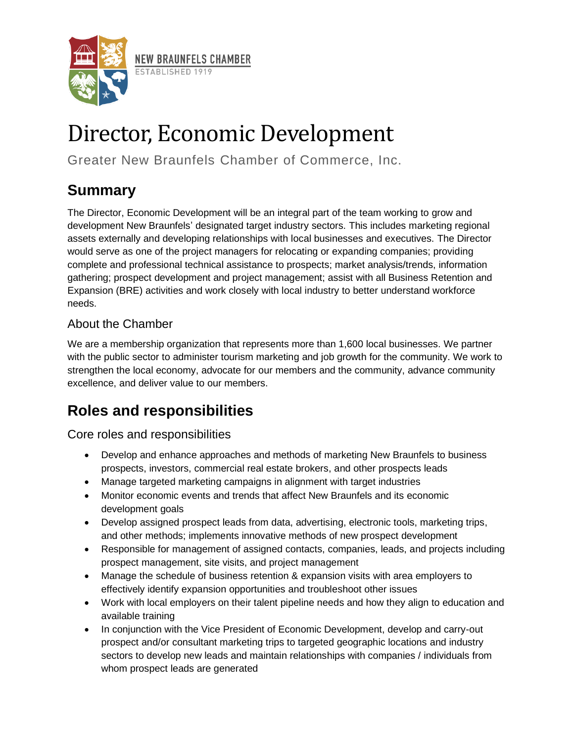NEW BRAUNFELS CHAMBER
ESTABLISHED 1919

# Director, Economic Development

Greater New Braunfels Chamber of Commerce, Inc.

## Summary

The Director, Economic Development will be an integral part of the team working to grow and development New Braunfels' designated target industry sectors. This includes marketing regional assets externally and developing relationships with local businesses and executives. The Director would serve as one of the project managers for relocating or expanding companies; providing complete and professional technical assistance to prospects; market analysis/trends, information gathering; prospect development and project management; assist with all Business Retention and Expansion (BRE) activities and work closely with local industry to better understand workforce needs.

### About the Chamber

We are a membership organization that represents more than 1,600 local businesses. We partner with the public sector to administer tourism marketing and job growth for the community. We work to strengthen the local economy, advocate for our members and the community, advance community excellence, and deliver value to our members.

## Roles and responsibilities

### Core roles and responsibilities

- Develop and enhance approaches and methods of marketing New Braunfels to business prospects, investors, commercial real estate brokers, and other prospects leads
- Manage targeted marketing campaigns in alignment with target industries
- Monitor economic events and trends that affect New Braunfels and its economic development goals
- Develop assigned prospect leads from data, advertising, electronic tools, marketing trips, and other methods; implements innovative methods of new prospect development
- Responsible for management of assigned contacts, companies, leads, and projects including prospect management, site visits, and project management
- Manage the schedule of business retention & expansion visits with area employers to effectively identify expansion opportunities and troubleshoot other issues
- Work with local employers on their talent pipeline needs and how they align to education and available training
- In conjunction with the Vice President of Economic Development, develop and carry-out prospect and/or consultant marketing trips to targeted geographic locations and industry sectors to develop new leads and maintain relationships with companies / individuals from whom prospect leads are generated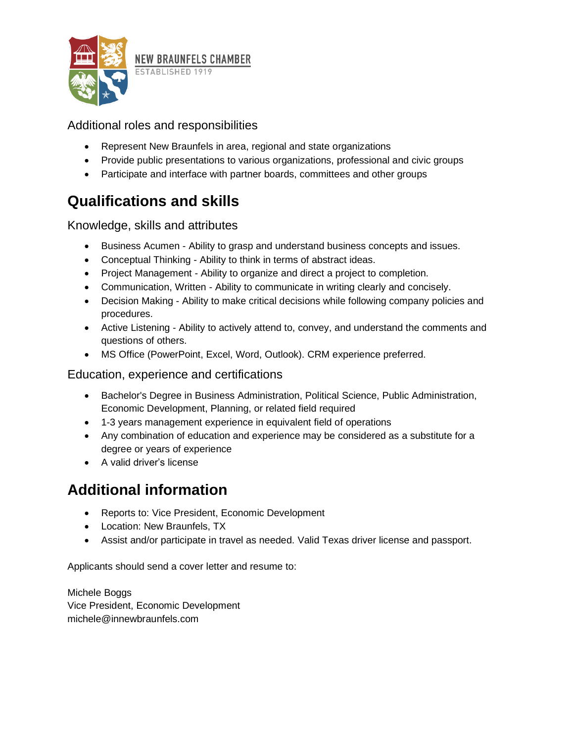NEW BRAUNFELS CHAMBER
ESTABLISHED 1919

### Additional roles and responsibilities

- Represent New Braunfels in area, regional and state organizations
- Provide public presentations to various organizations, professional and civic groups
- Participate and interface with partner boards, committees and other groups

## Qualifications and skills

### Knowledge, skills and attributes

- Business Acumen - Ability to grasp and understand business concepts and issues.
- Conceptual Thinking - Ability to think in terms of abstract ideas.
- Project Management - Ability to organize and direct a project to completion.
- Communication, Written - Ability to communicate in writing clearly and concisely.
- Decision Making - Ability to make critical decisions while following company policies and procedures.
- Active Listening - Ability to actively attend to, convey, and understand the comments and questions of others.
- MS Office (PowerPoint, Excel, Word, Outlook). CRM experience preferred.

### Education, experience and certifications

- Bachelor's Degree in Business Administration, Political Science, Public Administration, Economic Development, Planning, or related field required
- 1-3 years management experience in equivalent field of operations
- Any combination of education and experience may be considered as a substitute for a degree or years of experience
- A valid driver's license

## Additional information

- Reports to: Vice President, Economic Development
- Location: New Braunfels, TX
- Assist and/or participate in travel as needed. Valid Texas driver license and passport.

Applicants should send a cover letter and resume to:

Michele Boggs
Vice President, Economic Development
michele@innewbraunfels.com